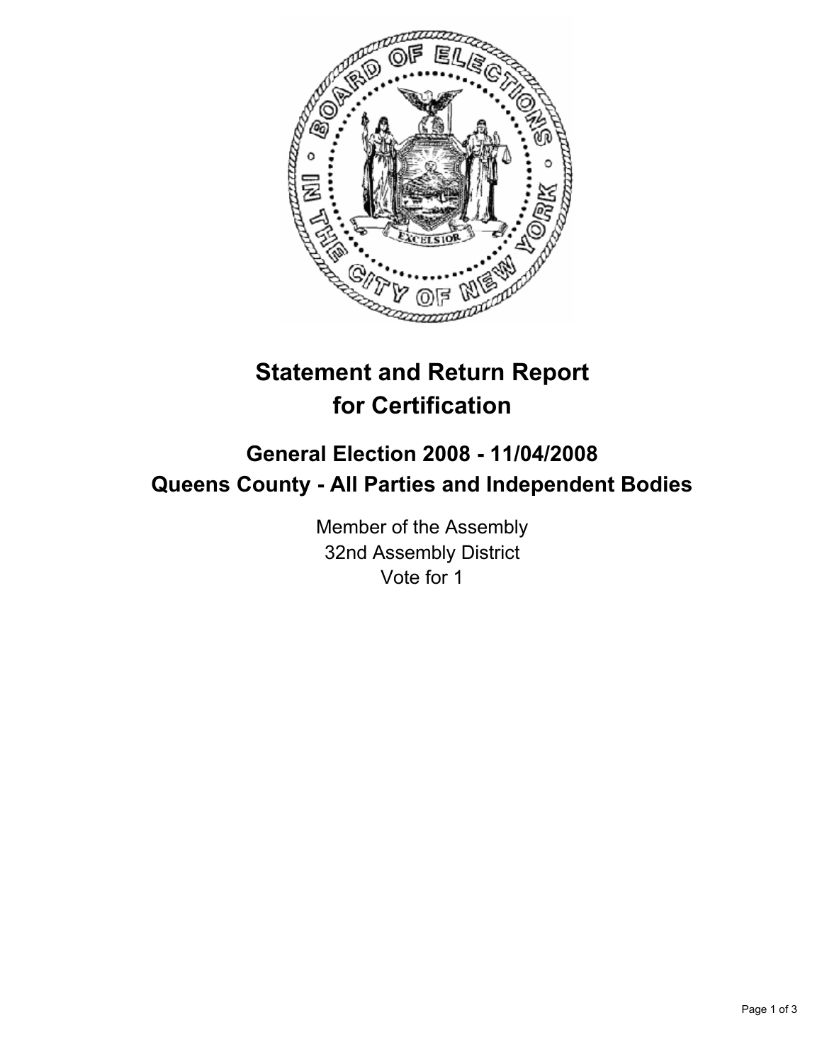# Statement and Return Report for Certification

## General Election 2008 - 11/04/2008
## Queens County - All Parties and Independent Bodies

Member of the Assembly
32nd Assembly District
Vote for 1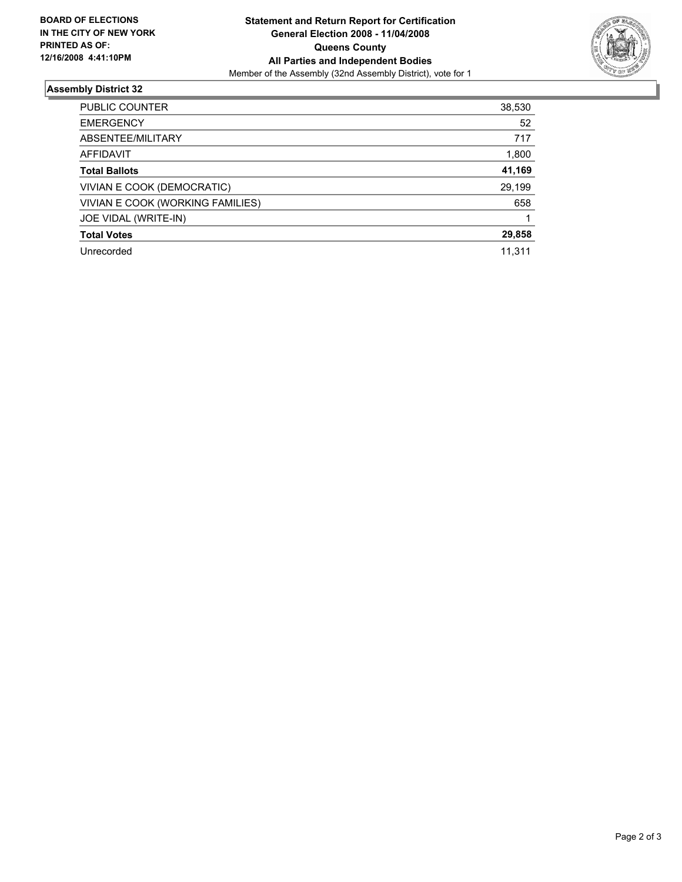**BOARD OF ELECTIONS IN THE CITY OF NEW YORK PRINTED AS OF: 12/16/2008 4:41:10PM**

**Statement and Return Report for Certification**
**General Election 2008 - 11/04/2008**
**Queens County**
**All Parties and Independent Bodies**
Member of the Assembly (32nd Assembly District), vote for 1

## Assembly District 32

| | |
|---|---|
| PUBLIC COUNTER | 38,530 |
| EMERGENCY | 52 |
| ABSENTEE/MILITARY | 717 |
| AFFIDAVIT | 1,800 |
| **Total Ballots** | **41,169** |
| VIVIAN E COOK (DEMOCRATIC) | 29,199 |
| VIVIAN E COOK (WORKING FAMILIES) | 658 |
| JOE VIDAL (WRITE-IN) | 1 |
| **Total Votes** | **29,858** |
| Unrecorded | 11,311 |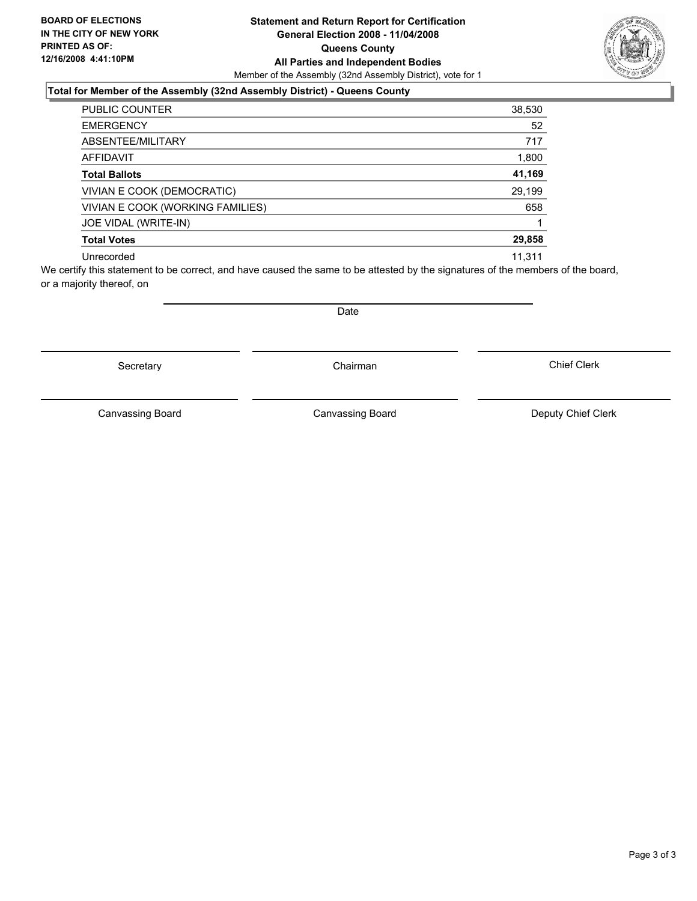**BOARD OF ELECTIONS IN THE CITY OF NEW YORK PRINTED AS OF: 12/16/2008 4:41:10PM**

**Statement and Return Report for Certification**
**General Election 2008 - 11/04/2008**
**Queens County**
**All Parties and Independent Bodies**
Member of the Assembly (32nd Assembly District), vote for 1

**Total for Member of the Assembly (32nd Assembly District) - Queens County**

| | |
|---|---|
| PUBLIC COUNTER | 38,530 |
| EMERGENCY | 52 |
| ABSENTEE/MILITARY | 717 |
| AFFIDAVIT | 1,800 |
| **Total Ballots** | **41,169** |
| VIVIAN E COOK (DEMOCRATIC) | 29,199 |
| VIVIAN E COOK (WORKING FAMILIES) | 658 |
| JOE VIDAL (WRITE-IN) | 1 |
| **Total Votes** | **29,858** |
| Unrecorded | 11,311 |

We certify this statement to be correct, and have caused the same to be attested by the signatures of the members of the board, or a majority thereof, on

Date

Secretary | Chairman | Chief Clerk

Canvassing Board | Canvassing Board | Deputy Chief Clerk